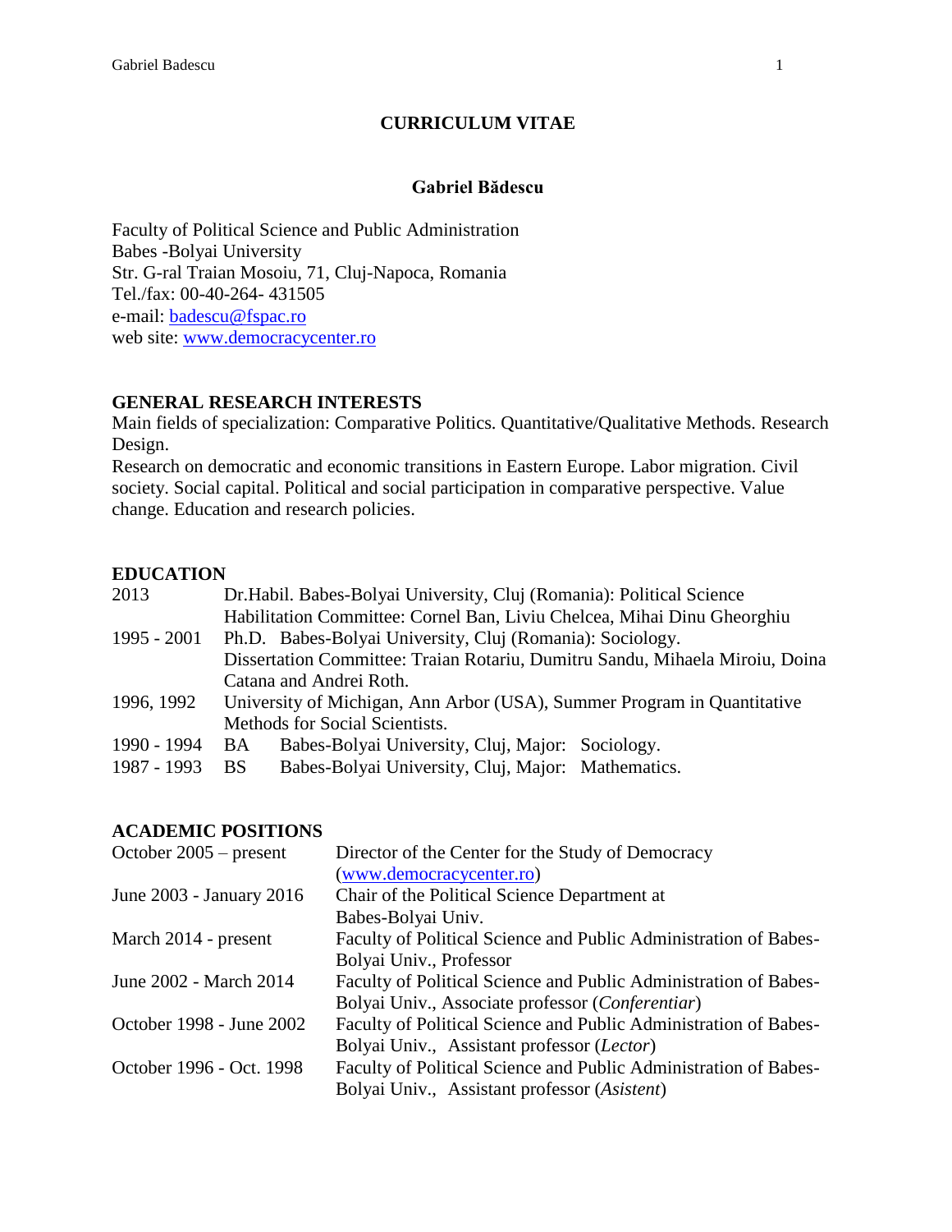# CURRICULUM VITAE

## Gabriel Bădescu

Faculty of Political Science and Public Administration
Babes -Bolyai University
Str. G-ral Traian Mosoiu, 71, Cluj-Napoca, Romania
Tel./fax: 00-40-264- 431505
e-mail: [badescu@fspac.ro](mailto:badescu@fspac.ro)
web site: [www.democracycenter.ro](http://www.democracycenter.ro)

### GENERAL RESEARCH INTERESTS

Main fields of specialization: Comparative Politics. Quantitative/Qualitative Methods. Research Design.

Research on democratic and economic transitions in Eastern Europe. Labor migration. Civil society. Social capital. Political and social participation in comparative perspective. Value change. Education and research policies.

### EDUCATION

| | |
|---|---|
| 2013 | Dr.Habil. Babes-Bolyai University, Cluj (Romania): Political Science<br>Habilitation Committee: Cornel Ban, Liviu Chelcea, Mihai Dinu Gheorghiu |
| 1995 - 2001 | Ph.D. Babes-Bolyai University, Cluj (Romania): Sociology.<br>Dissertation Committee: Traian Rotariu, Dumitru Sandu, Mihaela Miroiu, Doina Catana and Andrei Roth. |
| 1996, 1992 | University of Michigan, Ann Arbor (USA), Summer Program in Quantitative Methods for Social Scientists. |
| 1990 - 1994 | BA Babes-Bolyai University, Cluj, Major: Sociology. |
| 1987 - 1993 | BS Babes-Bolyai University, Cluj, Major: Mathematics. |

### ACADEMIC POSITIONS

| | |
|---|---|
| October 2005 – present | Director of the Center for the Study of Democracy ([www.democracycenter.ro](http://www.democracycenter.ro)) |
| June 2003 - January 2016 | Chair of the Political Science Department at Babes-Bolyai Univ. |
| March 2014 - present | Faculty of Political Science and Public Administration of Babes-Bolyai Univ., Professor |
| June 2002 - March 2014 | Faculty of Political Science and Public Administration of Babes-Bolyai Univ., Associate professor (*Conferentiar*) |
| October 1998 - June 2002 | Faculty of Political Science and Public Administration of Babes-Bolyai Univ., Assistant professor (*Lector*) |
| October 1996 - Oct. 1998 | Faculty of Political Science and Public Administration of Babes-Bolyai Univ., Assistant professor (*Asistent*) |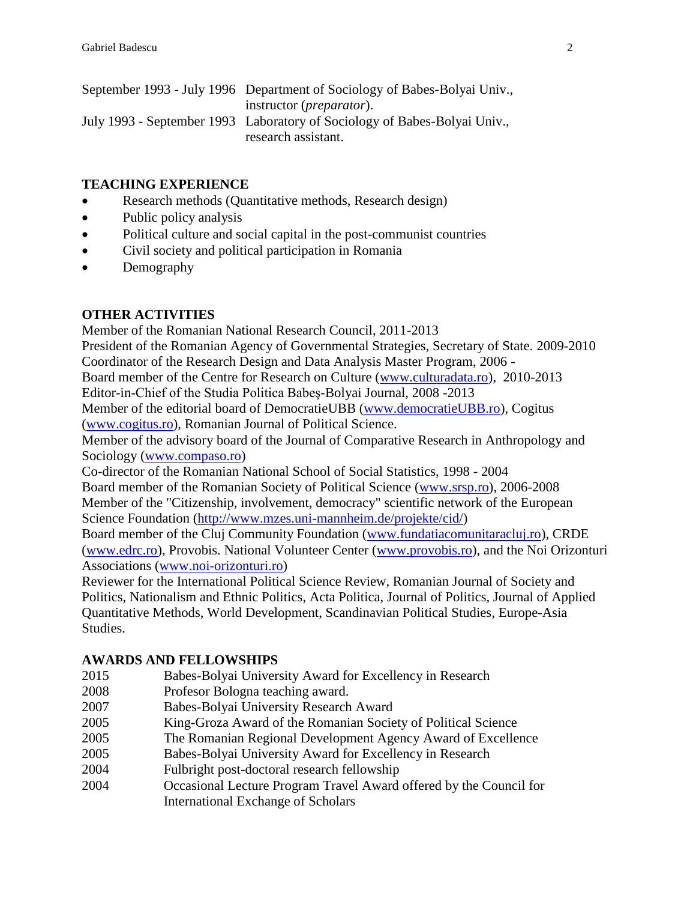| | |
|---|---|
| September 1993 - July 1996 | Department of Sociology of Babes-Bolyai Univ., instructor (*preparator*). |
| July 1993 - September 1993 | Laboratory of Sociology of Babes-Bolyai Univ., research assistant. |

## TEACHING EXPERIENCE

- Research methods (Quantitative methods, Research design)
- Public policy analysis
- Political culture and social capital in the post-communist countries
- Civil society and political participation in Romania
- Demography

## OTHER ACTIVITIES

Member of the Romanian National Research Council, 2011-2013
President of the Romanian Agency of Governmental Strategies, Secretary of State. 2009-2010
Coordinator of the Research Design and Data Analysis Master Program, 2006 -
Board member of the Centre for Research on Culture (www.culturadata.ro), 2010-2013
Editor-in-Chief of the Studia Politica Babeş-Bolyai Journal, 2008 -2013
Member of the editorial board of DemocratieUBB (www.democratieUBB.ro), Cogitus (www.cogitus.ro), Romanian Journal of Political Science.
Member of the advisory board of the Journal of Comparative Research in Anthropology and Sociology (www.compaso.ro)
Co-director of the Romanian National School of Social Statistics, 1998 - 2004
Board member of the Romanian Society of Political Science (www.srsp.ro), 2006-2008
Member of the "Citizenship, involvement, democracy" scientific network of the European Science Foundation (http://www.mzes.uni-mannheim.de/projekte/cid/)
Board member of the Cluj Community Foundation (www.fundatiacomunitaracluj.ro), CRDE (www.edrc.ro), Provobis. National Volunteer Center (www.provobis.ro), and the Noi Orizonturi Associations (www.noi-orizonturi.ro)
Reviewer for the International Political Science Review, Romanian Journal of Society and Politics, Nationalism and Ethnic Politics, Acta Politica, Journal of Politics, Journal of Applied Quantitative Methods, World Development, Scandinavian Political Studies, Europe-Asia Studies.

## AWARDS AND FELLOWSHIPS

| | |
|---|---|
| 2015 | Babes-Bolyai University Award for Excellency in Research |
| 2008 | Profesor Bologna teaching award. |
| 2007 | Babes-Bolyai University Research Award |
| 2005 | King-Groza Award of the Romanian Society of Political Science |
| 2005 | The Romanian Regional Development Agency Award of Excellence |
| 2005 | Babes-Bolyai University Award for Excellency in Research |
| 2004 | Fulbright post-doctoral research fellowship |
| 2004 | Occasional Lecture Program Travel Award offered by the Council for International Exchange of Scholars |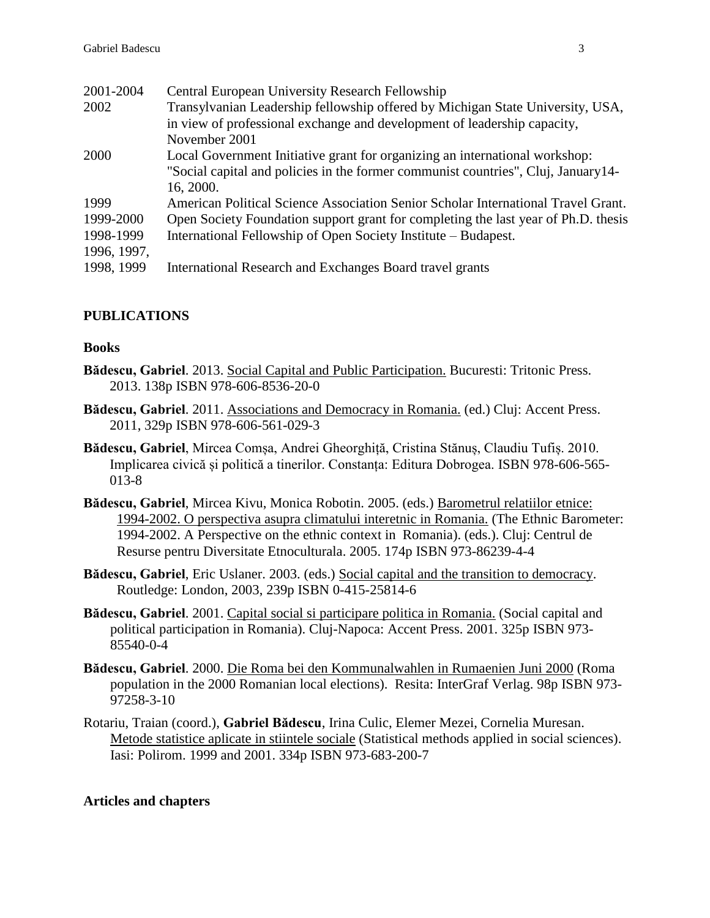| | |
|---|---|
| 2001-2004 | Central European University Research Fellowship |
| 2002 | Transylvanian Leadership fellowship offered by Michigan State University, USA, in view of professional exchange and development of leadership capacity, November 2001 |
| 2000 | Local Government Initiative grant for organizing an international workshop: "Social capital and policies in the former communist countries", Cluj, January14-16, 2000. |
| 1999 | American Political Science Association Senior Scholar International Travel Grant. |
| 1999-2000 | Open Society Foundation support grant for completing the last year of Ph.D. thesis |
| 1998-1999 | International Fellowship of Open Society Institute – Budapest. |
| 1996, 1997, 1998, 1999 | International Research and Exchanges Board travel grants |

## PUBLICATIONS

### Books

**Bădescu, Gabriel**. 2013. Social Capital and Public Participation. Bucuresti: Tritonic Press. 2013. 138p ISBN 978-606-8536-20-0

**Bădescu, Gabriel**. 2011. Associations and Democracy in Romania. (ed.) Cluj: Accent Press. 2011, 329p ISBN 978-606-561-029-3

**Bădescu, Gabriel**, Mircea Comșa, Andrei Gheorghiță, Cristina Stănuș, Claudiu Tufiș. 2010. Implicarea civică și politică a tinerilor. Constanța: Editura Dobrogea. ISBN 978-606-565-013-8

**Bădescu, Gabriel**, Mircea Kivu, Monica Robotin. 2005. (eds.) Barometrul relatiilor etnice: 1994-2002. O perspectiva asupra climatului interetnic in Romania. (The Ethnic Barometer: 1994-2002. A Perspective on the ethnic context in Romania). (eds.). Cluj: Centrul de Resurse pentru Diversitate Etnoculturala. 2005. 174p ISBN 973-86239-4-4

**Bădescu, Gabriel**, Eric Uslaner. 2003. (eds.) Social capital and the transition to democracy. Routledge: London, 2003, 239p ISBN 0-415-25814-6

**Bădescu, Gabriel**. 2001. Capital social si participare politica in Romania. (Social capital and political participation in Romania). Cluj-Napoca: Accent Press. 2001. 325p ISBN 973-85540-0-4

**Bădescu, Gabriel**. 2000. Die Roma bei den Kommunalwahlen in Rumaenien Juni 2000 (Roma population in the 2000 Romanian local elections). Resita: InterGraf Verlag. 98p ISBN 973-97258-3-10

Rotariu, Traian (coord.), **Gabriel Bădescu**, Irina Culic, Elemer Mezei, Cornelia Muresan. Metode statistice aplicate in stiintele sociale (Statistical methods applied in social sciences). Iasi: Polirom. 1999 and 2001. 334p ISBN 973-683-200-7

### Articles and chapters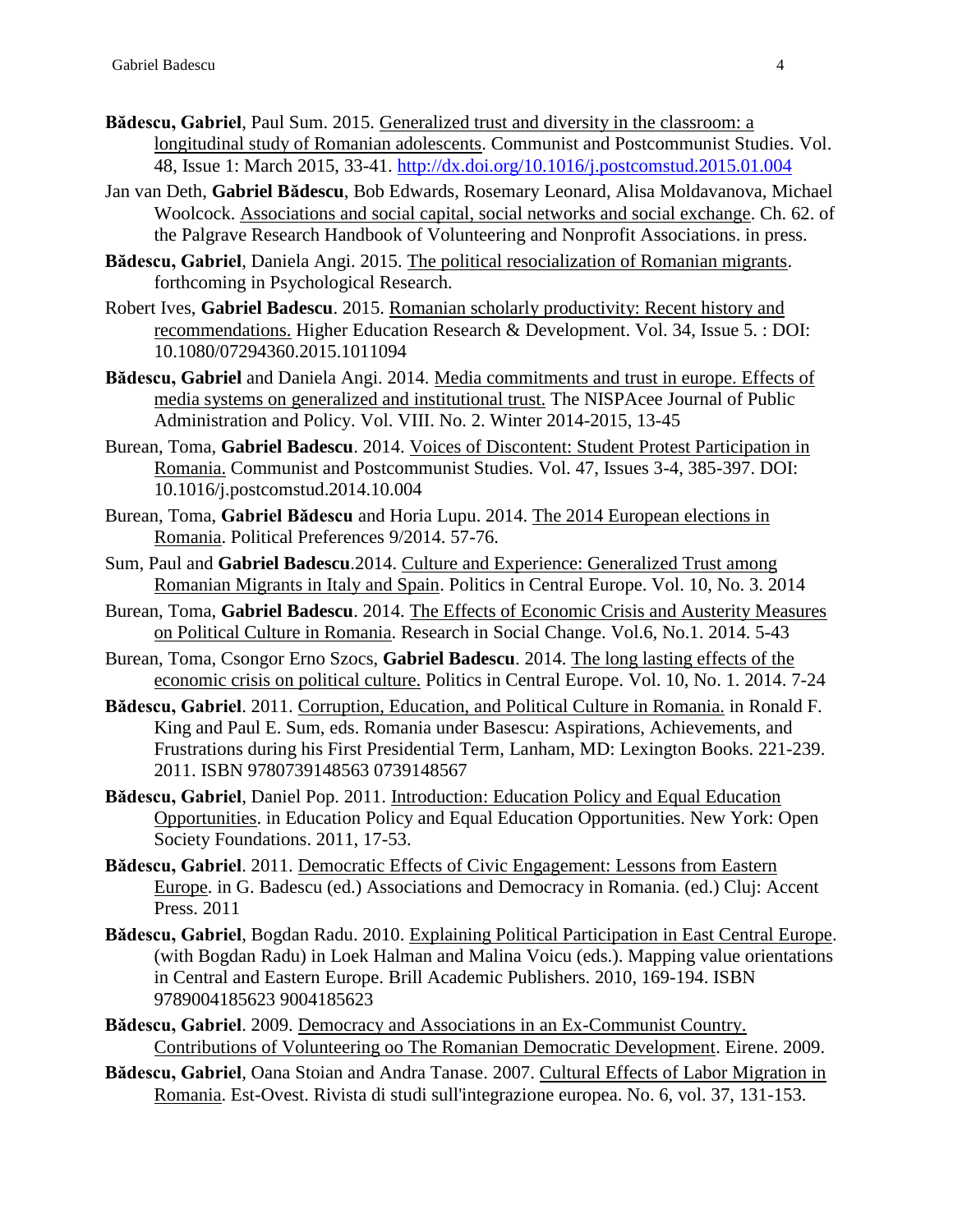**Bădescu, Gabriel**, Paul Sum. 2015. <u>Generalized trust and diversity in the classroom: a longitudinal study of Romanian adolescents</u>. Communist and Postcommunist Studies. Vol. 48, Issue 1: March 2015, 33-41. http://dx.doi.org/10.1016/j.postcomstud.2015.01.004

Jan van Deth, **Gabriel Bădescu**, Bob Edwards, Rosemary Leonard, Alisa Moldavanova, Michael Woolcock. <u>Associations and social capital, social networks and social exchange</u>. Ch. 62. of the Palgrave Research Handbook of Volunteering and Nonprofit Associations. in press.

**Bădescu, Gabriel**, Daniela Angi. 2015. <u>The political resocialization of Romanian migrants</u>. forthcoming in Psychological Research.

Robert Ives, **Gabriel Badescu**. 2015. <u>Romanian scholarly productivity: Recent history and recommendations.</u> Higher Education Research & Development. Vol. 34, Issue 5. : DOI: 10.1080/07294360.2015.1011094

**Bădescu, Gabriel** and Daniela Angi. 2014. <u>Media commitments and trust in europe. Effects of media systems on generalized and institutional trust.</u> The NISPAcee Journal of Public Administration and Policy. Vol. VIII. No. 2. Winter 2014-2015, 13-45

Burean, Toma, **Gabriel Badescu**. 2014. <u>Voices of Discontent: Student Protest Participation in Romania.</u> Communist and Postcommunist Studies. Vol. 47, Issues 3-4, 385-397. DOI: 10.1016/j.postcomstud.2014.10.004

Burean, Toma, **Gabriel Bădescu** and Horia Lupu. 2014. <u>The 2014 European elections in Romania</u>. Political Preferences 9/2014. 57-76.

Sum, Paul and **Gabriel Badescu**.2014. <u>Culture and Experience: Generalized Trust among Romanian Migrants in Italy and Spain</u>. Politics in Central Europe. Vol. 10, No. 3. 2014

Burean, Toma, **Gabriel Badescu**. 2014. <u>The Effects of Economic Crisis and Austerity Measures on Political Culture in Romania</u>. Research in Social Change. Vol.6, No.1. 2014. 5-43

Burean, Toma, Csongor Erno Szocs, **Gabriel Badescu**. 2014. <u>The long lasting effects of the economic crisis on political culture.</u> Politics in Central Europe. Vol. 10, No. 1. 2014. 7-24

**Bădescu, Gabriel**. 2011. <u>Corruption, Education, and Political Culture in Romania.</u> in Ronald F. King and Paul E. Sum, eds. Romania under Basescu: Aspirations, Achievements, and Frustrations during his First Presidential Term, Lanham, MD: Lexington Books. 221-239. 2011. ISBN 9780739148563 0739148567

**Bădescu, Gabriel**, Daniel Pop. 2011. <u>Introduction: Education Policy and Equal Education Opportunities</u>. in Education Policy and Equal Education Opportunities. New York: Open Society Foundations. 2011, 17-53.

**Bădescu, Gabriel**. 2011. <u>Democratic Effects of Civic Engagement: Lessons from Eastern Europe</u>. in G. Badescu (ed.) Associations and Democracy in Romania. (ed.) Cluj: Accent Press. 2011

**Bădescu, Gabriel**, Bogdan Radu. 2010. <u>Explaining Political Participation in East Central Europe</u>. (with Bogdan Radu) in Loek Halman and Malina Voicu (eds.). Mapping value orientations in Central and Eastern Europe. Brill Academic Publishers. 2010, 169-194. ISBN 9789004185623 9004185623

**Bădescu, Gabriel**. 2009. <u>Democracy and Associations in an Ex-Communist Country. Contributions of Volunteering oo The Romanian Democratic Development</u>. Eirene. 2009.

**Bădescu, Gabriel**, Oana Stoian and Andra Tanase. 2007. <u>Cultural Effects of Labor Migration in Romania</u>. Est-Ovest. Rivista di studi sull'integrazione europea. No. 6, vol. 37, 131-153.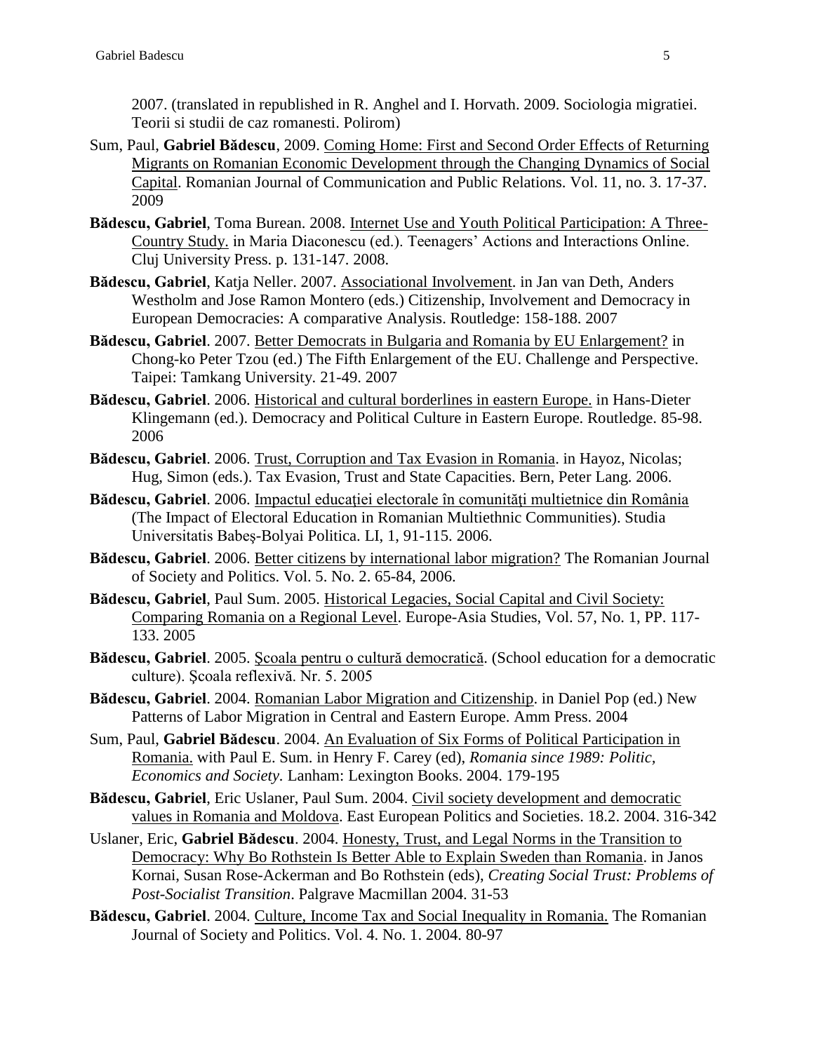2007. (translated in republished in R. Anghel and I. Horvath. 2009. Sociologia migratiei. Teorii si studii de caz romanesti. Polirom)

Sum, Paul, **Gabriel Bădescu**, 2009. Coming Home: First and Second Order Effects of Returning Migrants on Romanian Economic Development through the Changing Dynamics of Social Capital. Romanian Journal of Communication and Public Relations. Vol. 11, no. 3. 17-37. 2009

**Bădescu, Gabriel**, Toma Burean. 2008. Internet Use and Youth Political Participation: A Three-Country Study. in Maria Diaconescu (ed.). Teenagers' Actions and Interactions Online. Cluj University Press. p. 131-147. 2008.

**Bădescu, Gabriel**, Katja Neller. 2007. Associational Involvement. in Jan van Deth, Anders Westholm and Jose Ramon Montero (eds.) Citizenship, Involvement and Democracy in European Democracies: A comparative Analysis. Routledge: 158-188. 2007

**Bădescu, Gabriel**. 2007. Better Democrats in Bulgaria and Romania by EU Enlargement? in Chong-ko Peter Tzou (ed.) The Fifth Enlargement of the EU. Challenge and Perspective. Taipei: Tamkang University. 21-49. 2007

**Bădescu, Gabriel**. 2006. Historical and cultural borderlines in eastern Europe. in Hans-Dieter Klingemann (ed.). Democracy and Political Culture in Eastern Europe. Routledge. 85-98. 2006

**Bădescu, Gabriel**. 2006. Trust, Corruption and Tax Evasion in Romania. in Hayoz, Nicolas; Hug, Simon (eds.). Tax Evasion, Trust and State Capacities. Bern, Peter Lang. 2006.

**Bădescu, Gabriel**. 2006. Impactul educaţiei electorale în comunităţi multietnice din România (The Impact of Electoral Education in Romanian Multiethnic Communities). Studia Universitatis Babeş-Bolyai Politica. LI, 1, 91-115. 2006.

**Bădescu, Gabriel**. 2006. Better citizens by international labor migration? The Romanian Journal of Society and Politics. Vol. 5. No. 2. 65-84, 2006.

**Bădescu, Gabriel**, Paul Sum. 2005. Historical Legacies, Social Capital and Civil Society: Comparing Romania on a Regional Level. Europe-Asia Studies, Vol. 57, No. 1, PP. 117-133. 2005

**Bădescu, Gabriel**. 2005. Şcoala pentru o cultură democratică. (School education for a democratic culture). Şcoala reflexivă. Nr. 5. 2005

**Bădescu, Gabriel**. 2004. Romanian Labor Migration and Citizenship. in Daniel Pop (ed.) New Patterns of Labor Migration in Central and Eastern Europe. Amm Press. 2004

Sum, Paul, **Gabriel Bădescu**. 2004. An Evaluation of Six Forms of Political Participation in Romania. with Paul E. Sum. in Henry F. Carey (ed), *Romania since 1989: Politic, Economics and Society*. Lanham: Lexington Books. 2004. 179-195

**Bădescu, Gabriel**, Eric Uslaner, Paul Sum. 2004. Civil society development and democratic values in Romania and Moldova. East European Politics and Societies. 18.2. 2004. 316-342

Uslaner, Eric, **Gabriel Bădescu**. 2004. Honesty, Trust, and Legal Norms in the Transition to Democracy: Why Bo Rothstein Is Better Able to Explain Sweden than Romania. in Janos Kornai, Susan Rose-Ackerman and Bo Rothstein (eds), *Creating Social Trust: Problems of Post-Socialist Transition*. Palgrave Macmillan 2004. 31-53

**Bădescu, Gabriel**. 2004. Culture, Income Tax and Social Inequality in Romania. The Romanian Journal of Society and Politics. Vol. 4. No. 1. 2004. 80-97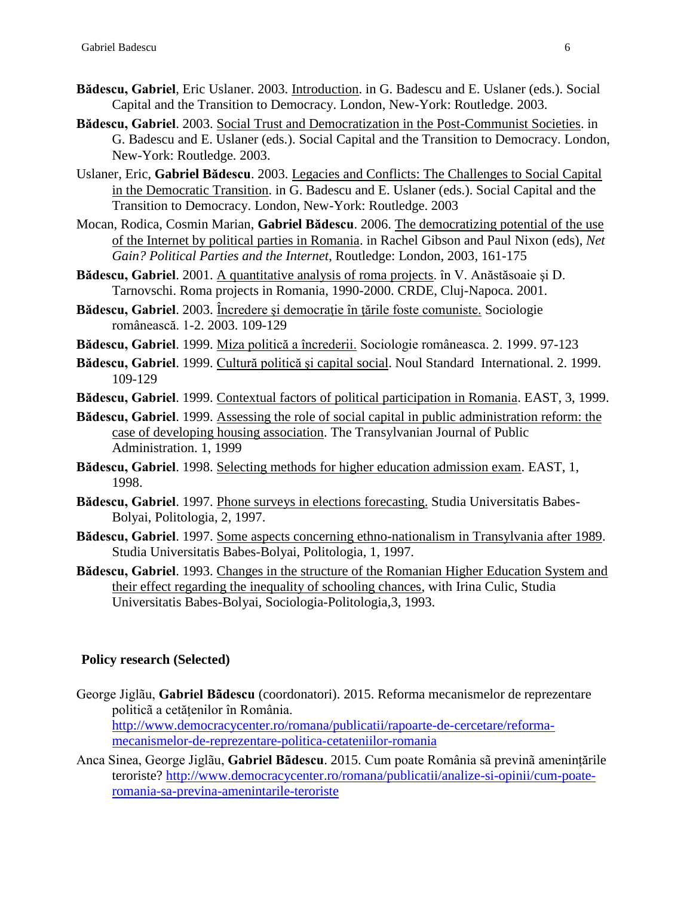**Bădescu, Gabriel**, Eric Uslaner. 2003. Introduction. in G. Badescu and E. Uslaner (eds.). Social Capital and the Transition to Democracy. London, New-York: Routledge. 2003.

**Bădescu, Gabriel**. 2003. Social Trust and Democratization in the Post-Communist Societies. in G. Badescu and E. Uslaner (eds.). Social Capital and the Transition to Democracy. London, New-York: Routledge. 2003.

Uslaner, Eric, **Gabriel Bădescu**. 2003. Legacies and Conflicts: The Challenges to Social Capital in the Democratic Transition. in G. Badescu and E. Uslaner (eds.). Social Capital and the Transition to Democracy. London, New-York: Routledge. 2003

Mocan, Rodica, Cosmin Marian, **Gabriel Bădescu**. 2006. The democratizing potential of the use of the Internet by political parties in Romania. in Rachel Gibson and Paul Nixon (eds), *Net Gain? Political Parties and the Internet*, Routledge: London, 2003, 161-175

**Bădescu, Gabriel**. 2001. A quantitative analysis of roma projects. în V. Anăstăsoaie şi D. Tarnovschi. Roma projects in Romania, 1990-2000. CRDE, Cluj-Napoca. 2001.

**Bădescu, Gabriel**. 2003. Încredere şi democraţie în ţările foste comuniste. Sociologie românească. 1-2. 2003. 109-129

**Bădescu, Gabriel**. 1999. Miza politică a încrederii. Sociologie româneasca. 2. 1999. 97-123

**Bădescu, Gabriel**. 1999. Cultură politică şi capital social. Noul Standard International. 2. 1999. 109-129

**Bădescu, Gabriel**. 1999. Contextual factors of political participation in Romania. EAST, 3, 1999.

**Bădescu, Gabriel**. 1999. Assessing the role of social capital in public administration reform: the case of developing housing association. The Transylvanian Journal of Public Administration. 1, 1999

**Bădescu, Gabriel**. 1998. Selecting methods for higher education admission exam. EAST, 1, 1998.

**Bădescu, Gabriel**. 1997. Phone surveys in elections forecasting. Studia Universitatis Babes-Bolyai, Politologia, 2, 1997.

**Bădescu, Gabriel**. 1997. Some aspects concerning ethno-nationalism in Transylvania after 1989. Studia Universitatis Babes-Bolyai, Politologia, 1, 1997.

**Bădescu, Gabriel**. 1993. Changes in the structure of the Romanian Higher Education System and their effect regarding the inequality of schooling chances, with Irina Culic, Studia Universitatis Babes-Bolyai, Sociologia-Politologia,3, 1993.

## Policy research (Selected)

George Jiglău, **Gabriel Bădescu** (coordonatori). 2015. Reforma mecanismelor de reprezentare politică a cetățenilor în România. http://www.democracycenter.ro/romana/publicatii/rapoarte-de-cercetare/reforma-mecanismelor-de-reprezentare-politica-cetateniilor-romania

Anca Sinea, George Jiglău, **Gabriel Bădescu**. 2015. Cum poate România să prevină amenințările teroriste? http://www.democracycenter.ro/romana/publicatii/analize-si-opinii/cum-poate-romania-sa-previna-amenintarile-teroriste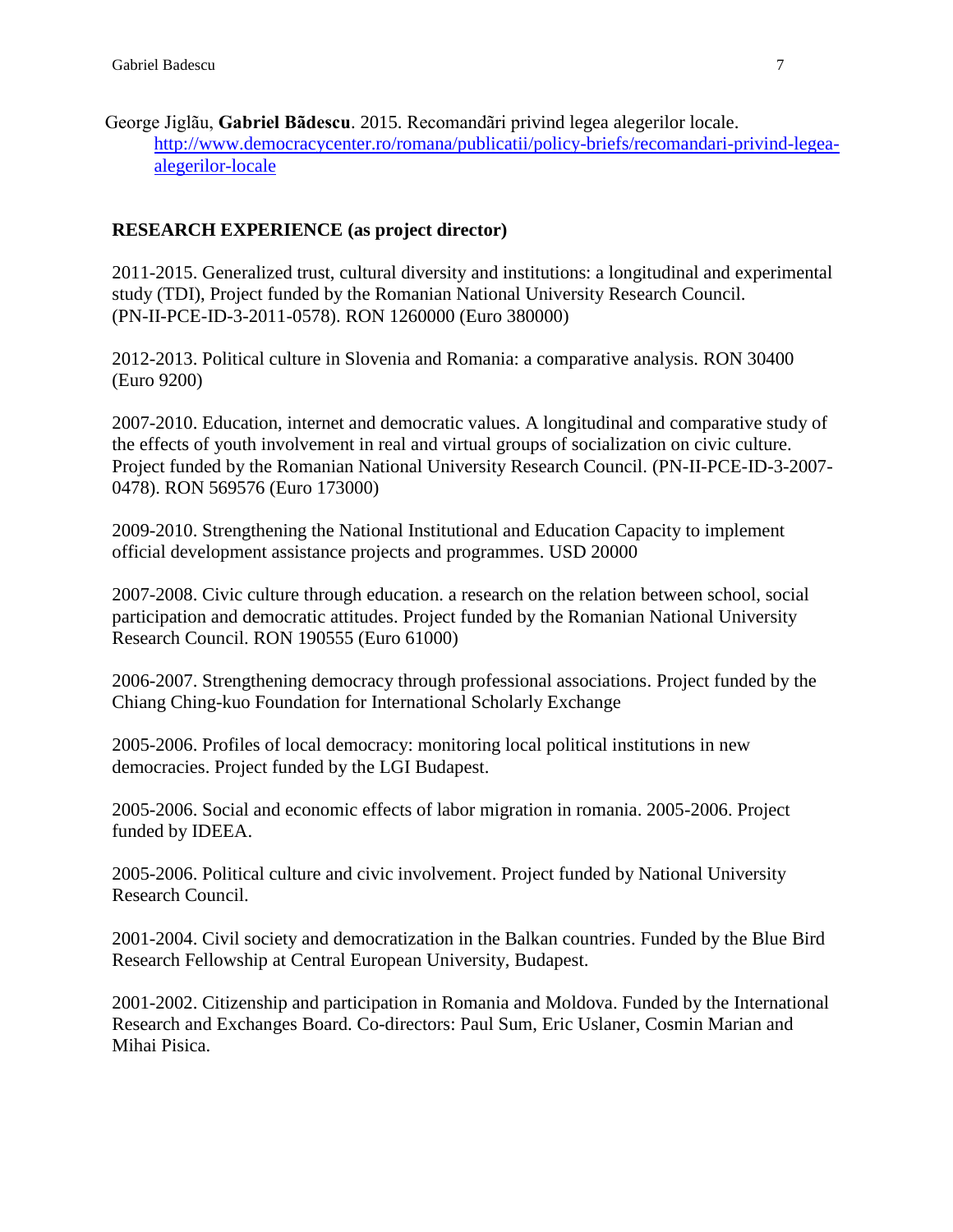George Jiglău, **Gabriel Bădescu**. 2015. Recomandări privind legea alegerilor locale. http://www.democracycenter.ro/romana/publicatii/policy-briefs/recomandari-privind-legea-alegerilor-locale

## RESEARCH EXPERIENCE (as project director)

2011-2015. Generalized trust, cultural diversity and institutions: a longitudinal and experimental study (TDI), Project funded by the Romanian National University Research Council. (PN-II-PCE-ID-3-2011-0578). RON 1260000 (Euro 380000)

2012-2013. Political culture in Slovenia and Romania: a comparative analysis. RON 30400 (Euro 9200)

2007-2010. Education, internet and democratic values. A longitudinal and comparative study of the effects of youth involvement in real and virtual groups of socialization on civic culture. Project funded by the Romanian National University Research Council. (PN-II-PCE-ID-3-2007-0478). RON 569576 (Euro 173000)

2009-2010. Strengthening the National Institutional and Education Capacity to implement official development assistance projects and programmes. USD 20000

2007-2008. Civic culture through education. a research on the relation between school, social participation and democratic attitudes. Project funded by the Romanian National University Research Council. RON 190555 (Euro 61000)

2006-2007. Strengthening democracy through professional associations. Project funded by the Chiang Ching-kuo Foundation for International Scholarly Exchange

2005-2006. Profiles of local democracy: monitoring local political institutions in new democracies. Project funded by the LGI Budapest.

2005-2006. Social and economic effects of labor migration in romania. 2005-2006. Project funded by IDEEA.

2005-2006. Political culture and civic involvement. Project funded by National University Research Council.

2001-2004. Civil society and democratization in the Balkan countries. Funded by the Blue Bird Research Fellowship at Central European University, Budapest.

2001-2002. Citizenship and participation in Romania and Moldova. Funded by the International Research and Exchanges Board. Co-directors: Paul Sum, Eric Uslaner, Cosmin Marian and Mihai Pisica.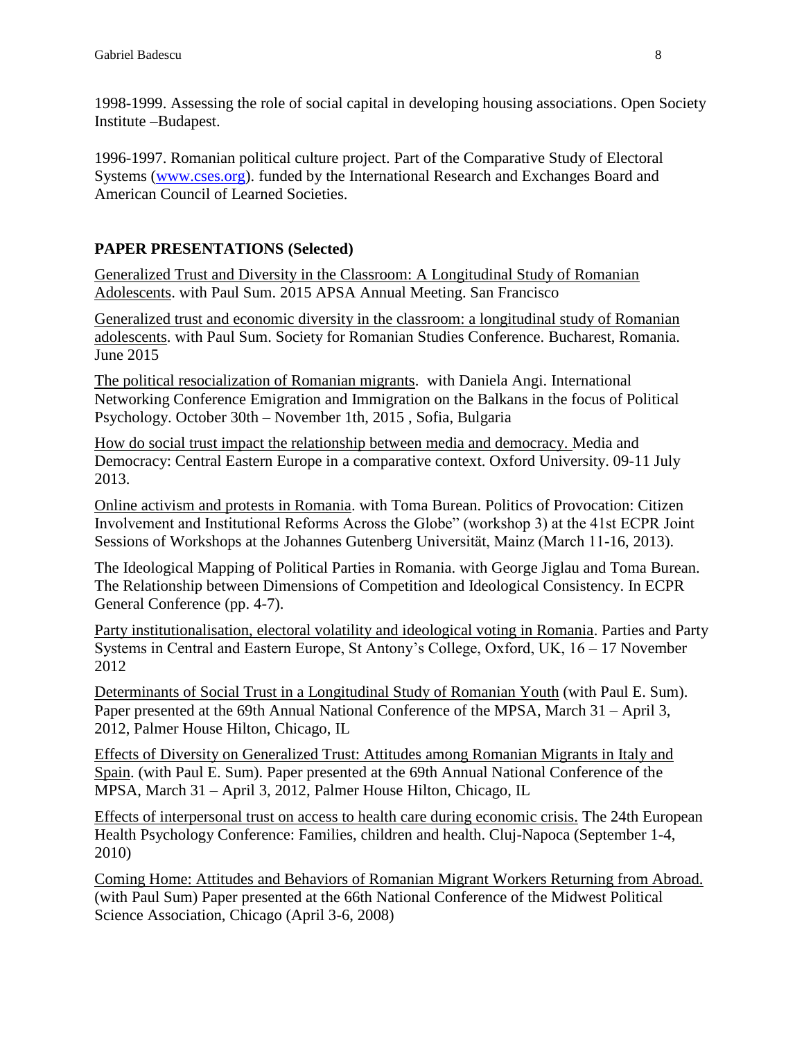1998-1999. Assessing the role of social capital in developing housing associations. Open Society Institute –Budapest.

1996-1997. Romanian political culture project. Part of the Comparative Study of Electoral Systems (www.cses.org). funded by the International Research and Exchanges Board and American Council of Learned Societies.

## PAPER PRESENTATIONS (Selected)

Generalized Trust and Diversity in the Classroom: A Longitudinal Study of Romanian Adolescents. with Paul Sum. 2015 APSA Annual Meeting. San Francisco

Generalized trust and economic diversity in the classroom: a longitudinal study of Romanian adolescents. with Paul Sum. Society for Romanian Studies Conference. Bucharest, Romania. June 2015

The political resocialization of Romanian migrants. with Daniela Angi. International Networking Conference Emigration and Immigration on the Balkans in the focus of Political Psychology. October 30th – November 1th, 2015 , Sofia, Bulgaria

How do social trust impact the relationship between media and democracy. Media and Democracy: Central Eastern Europe in a comparative context. Oxford University. 09-11 July 2013.

Online activism and protests in Romania. with Toma Burean. Politics of Provocation: Citizen Involvement and Institutional Reforms Across the Globe" (workshop 3) at the 41st ECPR Joint Sessions of Workshops at the Johannes Gutenberg Universität, Mainz (March 11-16, 2013).

The Ideological Mapping of Political Parties in Romania. with George Jiglau and Toma Burean. The Relationship between Dimensions of Competition and Ideological Consistency. In ECPR General Conference (pp. 4-7).

Party institutionalisation, electoral volatility and ideological voting in Romania. Parties and Party Systems in Central and Eastern Europe, St Antony's College, Oxford, UK, 16 – 17 November 2012

Determinants of Social Trust in a Longitudinal Study of Romanian Youth (with Paul E. Sum). Paper presented at the 69th Annual National Conference of the MPSA, March 31 – April 3, 2012, Palmer House Hilton, Chicago, IL

Effects of Diversity on Generalized Trust: Attitudes among Romanian Migrants in Italy and Spain. (with Paul E. Sum). Paper presented at the 69th Annual National Conference of the MPSA, March 31 – April 3, 2012, Palmer House Hilton, Chicago, IL

Effects of interpersonal trust on access to health care during economic crisis. The 24th European Health Psychology Conference: Families, children and health. Cluj-Napoca (September 1-4, 2010)

Coming Home: Attitudes and Behaviors of Romanian Migrant Workers Returning from Abroad. (with Paul Sum) Paper presented at the 66th National Conference of the Midwest Political Science Association, Chicago (April 3-6, 2008)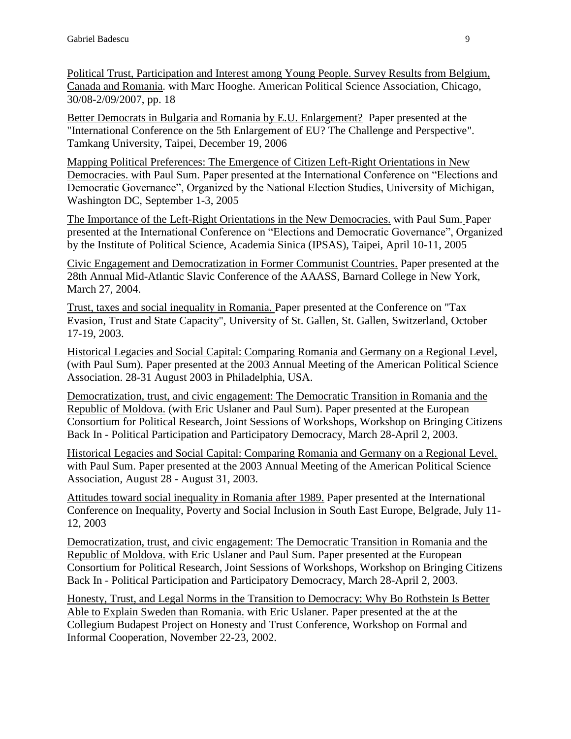Political Trust, Participation and Interest among Young People. Survey Results from Belgium, Canada and Romania. with Marc Hooghe. American Political Science Association, Chicago, 30/08-2/09/2007, pp. 18

Better Democrats in Bulgaria and Romania by E.U. Enlargement? Paper presented at the "International Conference on the 5th Enlargement of EU? The Challenge and Perspective". Tamkang University, Taipei, December 19, 2006

Mapping Political Preferences: The Emergence of Citizen Left-Right Orientations in New Democracies. with Paul Sum. Paper presented at the International Conference on "Elections and Democratic Governance", Organized by the National Election Studies, University of Michigan, Washington DC, September 1-3, 2005

The Importance of the Left-Right Orientations in the New Democracies. with Paul Sum. Paper presented at the International Conference on "Elections and Democratic Governance", Organized by the Institute of Political Science, Academia Sinica (IPSAS), Taipei, April 10-11, 2005

Civic Engagement and Democratization in Former Communist Countries. Paper presented at the 28th Annual Mid-Atlantic Slavic Conference of the AAASS, Barnard College in New York, March 27, 2004.

Trust, taxes and social inequality in Romania. Paper presented at the Conference on "Tax Evasion, Trust and State Capacity", University of St. Gallen, St. Gallen, Switzerland, October 17-19, 2003.

Historical Legacies and Social Capital: Comparing Romania and Germany on a Regional Level, (with Paul Sum). Paper presented at the 2003 Annual Meeting of the American Political Science Association. 28-31 August 2003 in Philadelphia, USA.

Democratization, trust, and civic engagement: The Democratic Transition in Romania and the Republic of Moldova. (with Eric Uslaner and Paul Sum). Paper presented at the European Consortium for Political Research, Joint Sessions of Workshops, Workshop on Bringing Citizens Back In - Political Participation and Participatory Democracy, March 28-April 2, 2003.

Historical Legacies and Social Capital: Comparing Romania and Germany on a Regional Level. with Paul Sum. Paper presented at the 2003 Annual Meeting of the American Political Science Association, August 28 - August 31, 2003.

Attitudes toward social inequality in Romania after 1989. Paper presented at the International Conference on Inequality, Poverty and Social Inclusion in South East Europe, Belgrade, July 11-12, 2003

Democratization, trust, and civic engagement: The Democratic Transition in Romania and the Republic of Moldova. with Eric Uslaner and Paul Sum. Paper presented at the European Consortium for Political Research, Joint Sessions of Workshops, Workshop on Bringing Citizens Back In - Political Participation and Participatory Democracy, March 28-April 2, 2003.

Honesty, Trust, and Legal Norms in the Transition to Democracy: Why Bo Rothstein Is Better Able to Explain Sweden than Romania. with Eric Uslaner. Paper presented at the at the Collegium Budapest Project on Honesty and Trust Conference, Workshop on Formal and Informal Cooperation, November 22-23, 2002.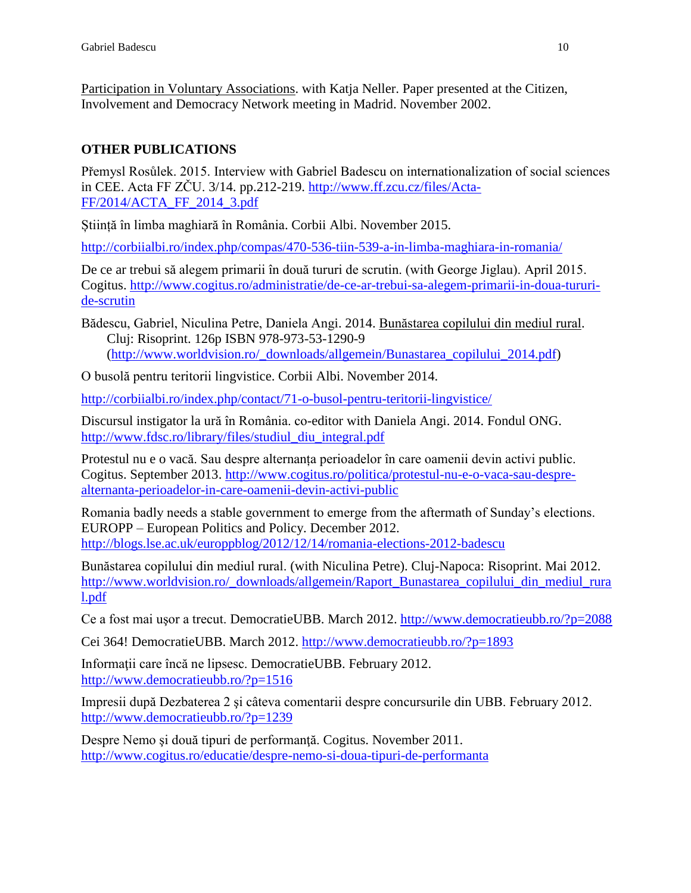Participation in Voluntary Associations. with Katja Neller. Paper presented at the Citizen, Involvement and Democracy Network meeting in Madrid. November 2002.

## OTHER PUBLICATIONS

Přemysl Rosůlek. 2015. Interview with Gabriel Badescu on internationalization of social sciences in CEE. Acta FF ZČU. 3/14. pp.212-219. http://www.ff.zcu.cz/files/Acta-FF/2014/ACTA_FF_2014_3.pdf

Știință în limba maghiară în România. Corbii Albi. November 2015.

http://corbiialbi.ro/index.php/compas/470-536-tiin-539-a-in-limba-maghiara-in-romania/

De ce ar trebui să alegem primarii în două tururi de scrutin. (with George Jiglau). April 2015. Cogitus. http://www.cogitus.ro/administratie/de-ce-ar-trebui-sa-alegem-primarii-in-doua-tururi-de-scrutin

Bădescu, Gabriel, Niculina Petre, Daniela Angi. 2014. Bunăstarea copilului din mediul rural. Cluj: Risoprint. 126p ISBN 978-973-53-1290-9 (http://www.worldvision.ro/_downloads/allgemein/Bunastarea_copilului_2014.pdf)

O busolă pentru teritorii lingvistice. Corbii Albi. November 2014.

http://corbiialbi.ro/index.php/contact/71-o-busol-pentru-teritorii-lingvistice/

Discursul instigator la ură în România. co-editor with Daniela Angi. 2014. Fondul ONG. http://www.fdsc.ro/library/files/studiul_diu_integral.pdf

Protestul nu e o vacă. Sau despre alternanța perioadelor în care oamenii devin activi public. Cogitus. September 2013. http://www.cogitus.ro/politica/protestul-nu-e-o-vaca-sau-despre-alternanta-perioadelor-in-care-oamenii-devin-activi-public

Romania badly needs a stable government to emerge from the aftermath of Sunday's elections. EUROPP – European Politics and Policy. December 2012. http://blogs.lse.ac.uk/europpblog/2012/12/14/romania-elections-2012-badescu

Bunăstarea copilului din mediul rural. (with Niculina Petre). Cluj-Napoca: Risoprint. Mai 2012. http://www.worldvision.ro/_downloads/allgemein/Raport_Bunastarea_copilului_din_mediul_rural.pdf

Ce a fost mai uşor a trecut. DemocratieUBB. March 2012. http://www.democratieubb.ro/?p=2088

Cei 364! DemocratieUBB. March 2012. http://www.democratieubb.ro/?p=1893

Informaţii care încă ne lipsesc. DemocratieUBB. February 2012. http://www.democratieubb.ro/?p=1516

Impresii după Dezbaterea 2 şi câteva comentarii despre concursurile din UBB. February 2012. http://www.democratieubb.ro/?p=1239

Despre Nemo şi două tipuri de performanţă. Cogitus. November 2011. http://www.cogitus.ro/educatie/despre-nemo-si-doua-tipuri-de-performanta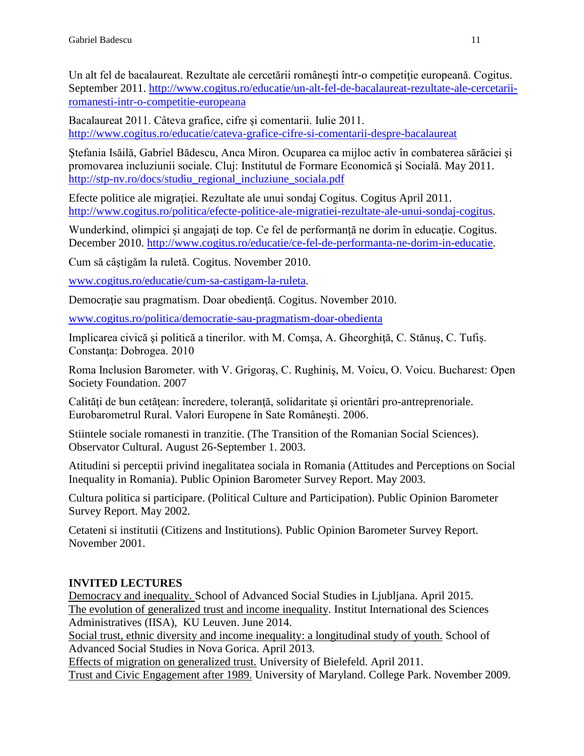Un alt fel de bacalaureat. Rezultate ale cercetării româneşti într-o competiţie europeană. Cogitus. September 2011. http://www.cogitus.ro/educatie/un-alt-fel-de-bacalaureat-rezultate-ale-cercetarii-romanesti-intr-o-competitie-europeana

Bacalaureat 2011. Câteva grafice, cifre şi comentarii. Iulie 2011. http://www.cogitus.ro/educatie/cateva-grafice-cifre-si-comentarii-despre-bacalaureat

Ştefania Isăilă, Gabriel Bădescu, Anca Miron. Ocuparea ca mijloc activ în combaterea sărăciei şi promovarea incluziunii sociale. Cluj: Institutul de Formare Economică şi Socială. May 2011. http://stp-nv.ro/docs/studiu_regional_incluziune_sociala.pdf

Efecte politice ale migraţiei. Rezultate ale unui sondaj Cogitus. Cogitus April 2011. http://www.cogitus.ro/politica/efecte-politice-ale-migratiei-rezultate-ale-unui-sondaj-cogitus.

Wunderkind, olimpici şi angajaţi de top. Ce fel de performanţă ne dorim în educaţie. Cogitus. December 2010. http://www.cogitus.ro/educatie/ce-fel-de-performanta-ne-dorim-in-educatie.

Cum să câştigăm la ruletă. Cogitus. November 2010.

www.cogitus.ro/educatie/cum-sa-castigam-la-ruleta.

Democraţie sau pragmatism. Doar obedienţă. Cogitus. November 2010.

www.cogitus.ro/politica/democratie-sau-pragmatism-doar-obedienta

Implicarea civică şi politică a tinerilor. with M. Comşa, A. Gheorghiţă, C. Stănuş, C. Tufiş. Constanţa: Dobrogea. 2010

Roma Inclusion Barometer. with V. Grigoraş, C. Rughiniş, M. Voicu, O. Voicu. Bucharest: Open Society Foundation. 2007

Calităţi de bun cetăţean: încredere, toleranţă, solidaritate şi orientări pro-antreprenoriale. Eurobarometrul Rural. Valori Europene în Sate Româneşti. 2006.

Stiintele sociale romanesti in tranzitie. (The Transition of the Romanian Social Sciences). Observator Cultural. August 26-September 1. 2003.

Atitudini si perceptii privind inegalitatea sociala in Romania (Attitudes and Perceptions on Social Inequality in Romania). Public Opinion Barometer Survey Report. May 2003.

Cultura politica si participare. (Political Culture and Participation). Public Opinion Barometer Survey Report. May 2002.

Cetateni si institutii (Citizens and Institutions). Public Opinion Barometer Survey Report. November 2001.

## INVITED LECTURES

Democracy and inequality. School of Advanced Social Studies in Ljubljana. April 2015.
The evolution of generalized trust and income inequality. Institut International des Sciences Administratives (IISA), KU Leuven. June 2014.
Social trust, ethnic diversity and income inequality: a longitudinal study of youth. School of Advanced Social Studies in Nova Gorica. April 2013.
Effects of migration on generalized trust. University of Bielefeld. April 2011.
Trust and Civic Engagement after 1989. University of Maryland. College Park. November 2009.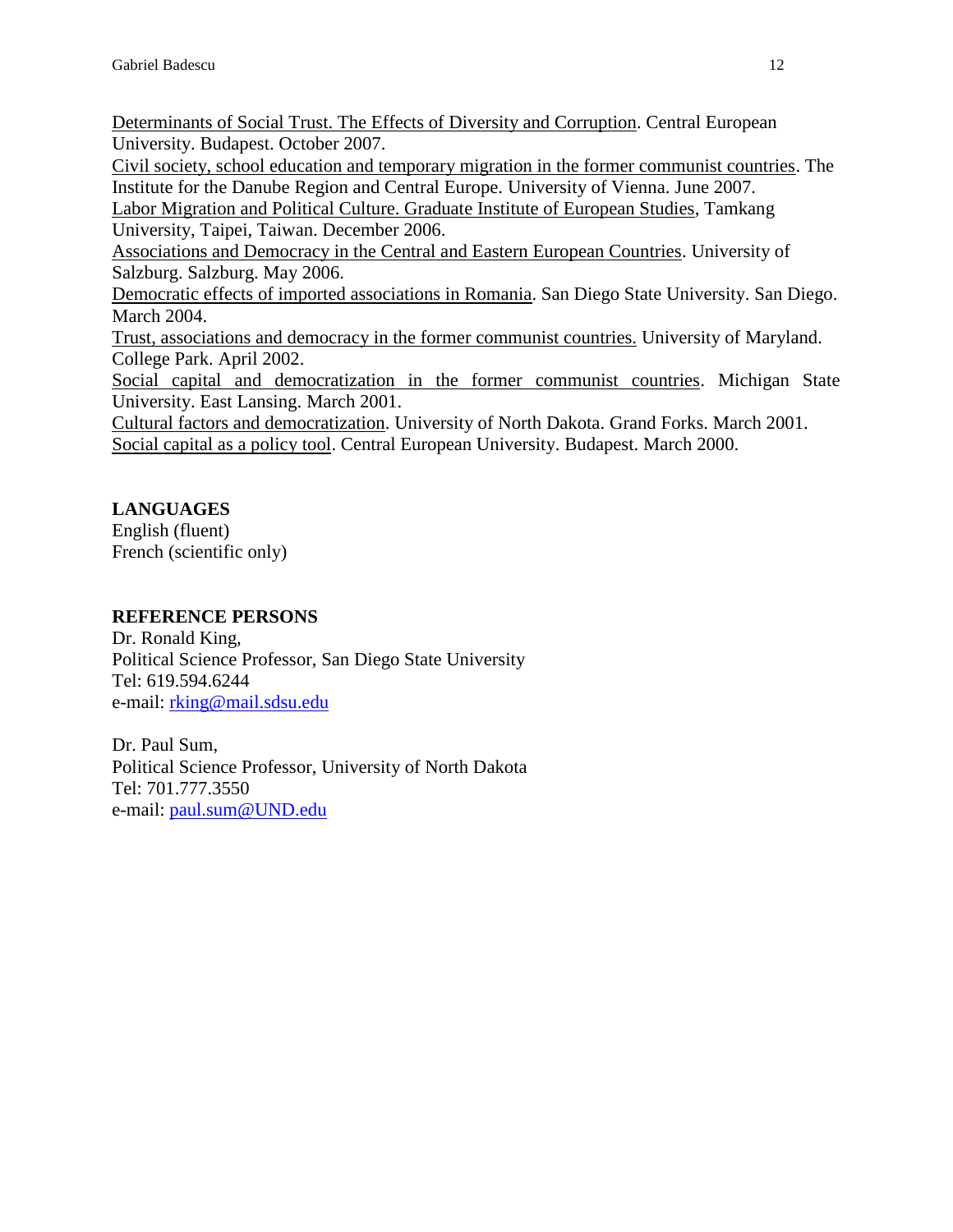Determinants of Social Trust. The Effects of Diversity and Corruption. Central European University. Budapest. October 2007.

Civil society, school education and temporary migration in the former communist countries. The Institute for the Danube Region and Central Europe. University of Vienna. June 2007.

Labor Migration and Political Culture. Graduate Institute of European Studies, Tamkang University, Taipei, Taiwan. December 2006.

Associations and Democracy in the Central and Eastern European Countries. University of Salzburg. Salzburg. May 2006.

Democratic effects of imported associations in Romania. San Diego State University. San Diego. March 2004.

Trust, associations and democracy in the former communist countries. University of Maryland. College Park. April 2002.

Social capital and democratization in the former communist countries. Michigan State University. East Lansing. March 2001.

Cultural factors and democratization. University of North Dakota. Grand Forks. March 2001.

Social capital as a policy tool. Central European University. Budapest. March 2000.

**LANGUAGES**

English (fluent)
French (scientific only)

**REFERENCE PERSONS**

Dr. Ronald King,
Political Science Professor, San Diego State University
Tel: 619.594.6244
e-mail: rking@mail.sdsu.edu

Dr. Paul Sum,
Political Science Professor, University of North Dakota
Tel: 701.777.3550
e-mail: paul.sum@UND.edu